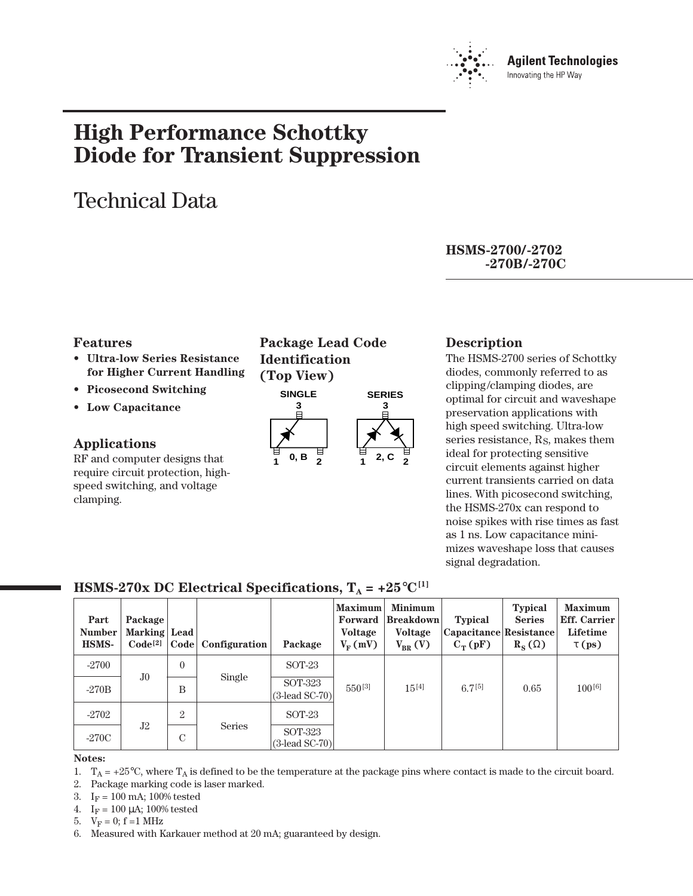Agilent Technologies
Innovating the HP Way

# High Performance Schottky Diode for Transient Suppression

## Technical Data

**HSMS-2700/-2702
-270B/-270C**

### Features

- **Ultra-low Series Resistance for Higher Current Handling**
- **Picosecond Switching**
- **Low Capacitance**

### Applications

RF and computer designs that require circuit protection, high-speed switching, and voltage clamping.

### Package Lead Code Identification (Top View)

SINGLE: 3 / 1 0, B 2

SERIES: 3 / 1 2, C 2

### Description

The HSMS-2700 series of Schottky diodes, commonly referred to as clipping/clamping diodes, are optimal for circuit and waveshape preservation applications with high speed switching. Ultra-low series resistance, $R_S$, makes them ideal for protecting sensitive circuit elements against higher current transients carried on data lines. With picosecond switching, the HSMS-270x can respond to noise spikes with rise times as fast as 1 ns. Low capacitance minimizes waveshape loss that causes signal degradation.

### HSMS-270x DC Electrical Specifications, $T_A$ = +25°C[1]

| Part Number HSMS- | Package Marking Code[2] | Lead Code | Configuration | Package | Maximum Forward Voltage $V_F$ (mV) | Minimum Breakdown Voltage $V_{BR}$ (V) | Typical Capacitance $C_T$ (pF) | Typical Series Resistance $R_S$ (Ω) | Maximum Eff. Carrier Lifetime τ (ps) |
|---|---|---|---|---|---|---|---|---|---|
| -2700 | J0 | 0 | Single | SOT-23 | 550[3] | 15[4] | 6.7[5] | 0.65 | 100[6] |
| -270B | | B | | SOT-323 (3-lead SC-70) | | | | | |
| -2702 | J2 | 2 | Series | SOT-23 | | | | | |
| -270C | | C | | SOT-323 (3-lead SC-70) | | | | | |

**Notes:**

1. $T_A$ = +25°C, where $T_A$ is defined to be the temperature at the package pins where contact is made to the circuit board.
2. Package marking code is laser marked.
3. $I_F$ = 100 mA; 100% tested
4. $I_F$ = 100 µA; 100% tested
5. $V_F$ = 0; f =1 MHz
6. Measured with Karkauer method at 20 mA; guaranteed by design.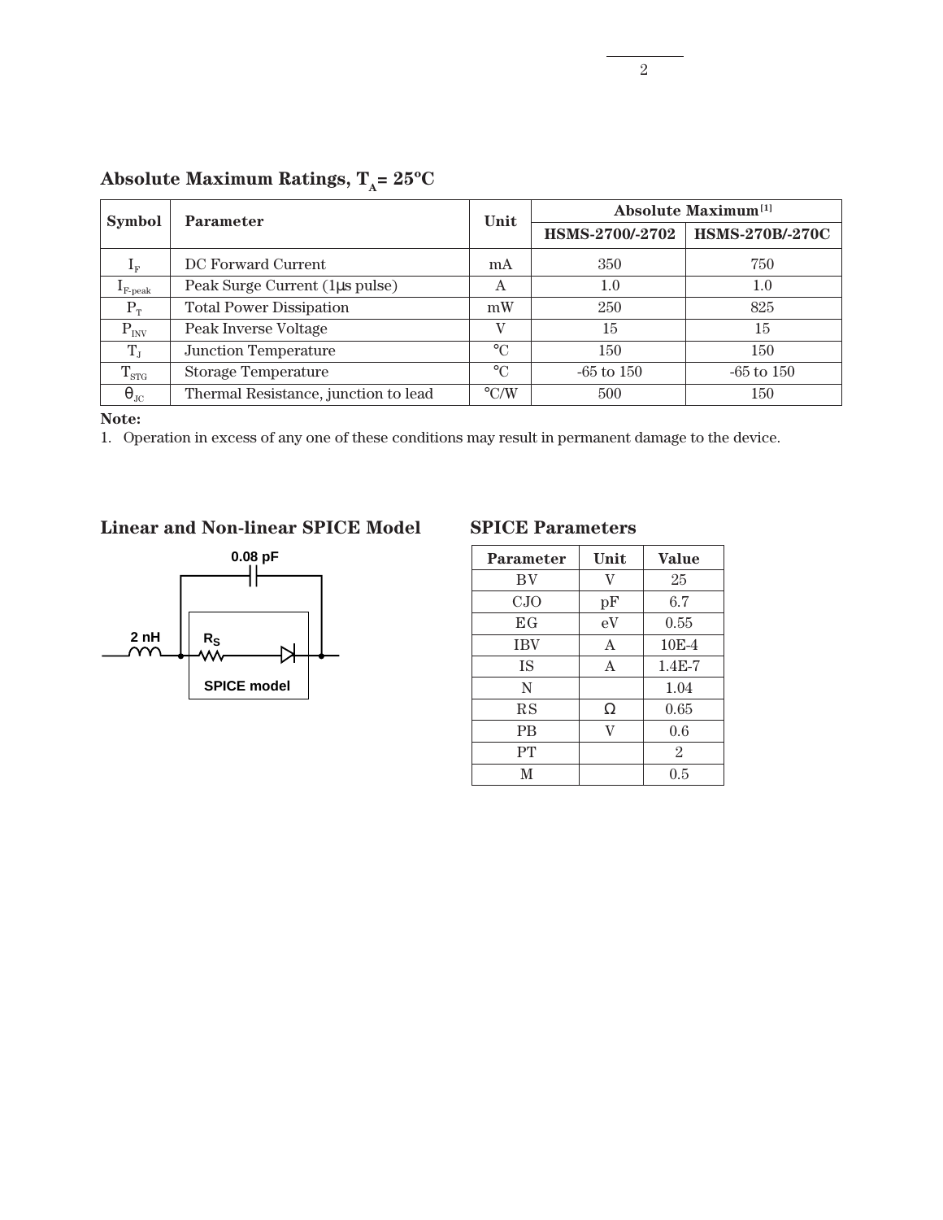## Absolute Maximum Ratings, $T_A = 25°C$

| Symbol | Parameter | Unit | Absolute Maximum[1] | |
|---|---|---|---|---|
| | | | HSMS-2700/-2702 | HSMS-270B/-270C |
| $I_F$ | DC Forward Current | mA | 350 | 750 |
| $I_{F\text{-peak}}$ | Peak Surge Current (1µs pulse) | A | 1.0 | 1.0 |
| $P_T$ | Total Power Dissipation | mW | 250 | 825 |
| $P_{INV}$ | Peak Inverse Voltage | V | 15 | 15 |
| $T_J$ | Junction Temperature | °C | 150 | 150 |
| $T_{STG}$ | Storage Temperature | °C | -65 to 150 | -65 to 150 |
| $\theta_{JC}$ | Thermal Resistance, junction to lead | °C/W | 500 | 150 |

**Note:**

1. Operation in excess of any one of these conditions may result in permanent damage to the device.

## Linear and Non-linear SPICE Model

0.08 pF

2 nH

$R_S$

SPICE model

## SPICE Parameters

| Parameter | Unit | Value |
|---|---|---|
| BV | V | 25 |
| CJO | pF | 6.7 |
| EG | eV | 0.55 |
| IBV | A | 10E-4 |
| IS | A | 1.4E-7 |
| N | | 1.04 |
| RS | Ω | 0.65 |
| PB | V | 0.6 |
| PT | | 2 |
| M | | 0.5 |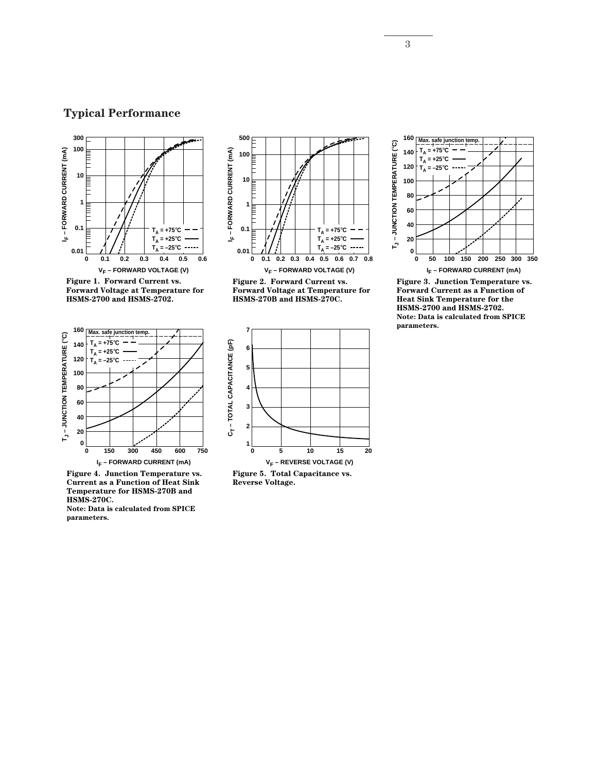## Typical Performance

Figure 1. Forward Current vs. Forward Voltage at Temperature for HSMS-2700 and HSMS-2702.

Figure 2. Forward Current vs. Forward Voltage at Temperature for HSMS-270B and HSMS-270C.

Figure 3. Junction Temperature vs. Forward Current as a Function of Heat Sink Temperature for the HSMS-2700 and HSMS-2702.
Note: Data is calculated from SPICE parameters.

Figure 4. Junction Temperature vs. Current as a Function of Heat Sink Temperature for HSMS-270B and HSMS-270C.
Note: Data is calculated from SPICE parameters.

Figure 5. Total Capacitance vs. Reverse Voltage.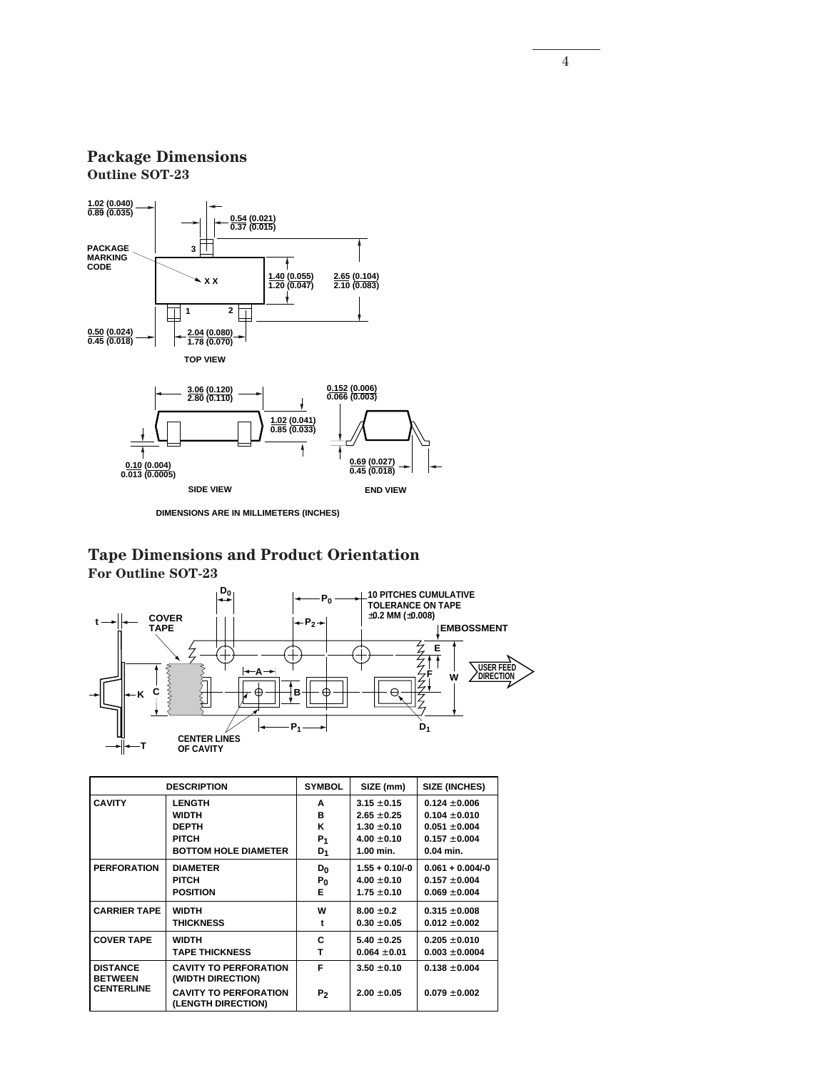## Package Dimensions

### Outline SOT-23

DIMENSIONS ARE IN MILLIMETERS (INCHES)

## Tape Dimensions and Product Orientation

### For Outline SOT-23

| DESCRIPTION | | SYMBOL | SIZE (mm) | SIZE (INCHES) |
|---|---|---|---|---|
| CAVITY | LENGTH | A | 3.15 ± 0.15 | 0.124 ± 0.006 |
| | WIDTH | B | 2.65 ± 0.25 | 0.104 ± 0.010 |
| | DEPTH | K | 1.30 ± 0.10 | 0.051 ± 0.004 |
| | PITCH | $P_1$ | 4.00 ± 0.10 | 0.157 ± 0.004 |
| | BOTTOM HOLE DIAMETER | $D_1$ | 1.00 min. | 0.04 min. |
| PERFORATION | DIAMETER | $D_0$ | 1.55 + 0.10/-0 | 0.061 + 0.004/-0 |
| | PITCH | $P_0$ | 4.00 ± 0.10 | 0.157 ± 0.004 |
| | POSITION | E | 1.75 ± 0.10 | 0.069 ± 0.004 |
| CARRIER TAPE | WIDTH | W | 8.00 ± 0.2 | 0.315 ± 0.008 |
| | THICKNESS | t | 0.30 ± 0.05 | 0.012 ± 0.002 |
| COVER TAPE | WIDTH | C | 5.40 ± 0.25 | 0.205 ± 0.010 |
| | TAPE THICKNESS | T | 0.064 ± 0.01 | 0.003 ± 0.0004 |
| DISTANCE BETWEEN CENTERLINE | CAVITY TO PERFORATION (WIDTH DIRECTION) | F | 3.50 ± 0.10 | 0.138 ± 0.004 |
| | CAVITY TO PERFORATION (LENGTH DIRECTION) | $P_2$ | 2.00 ± 0.05 | 0.079 ± 0.002 |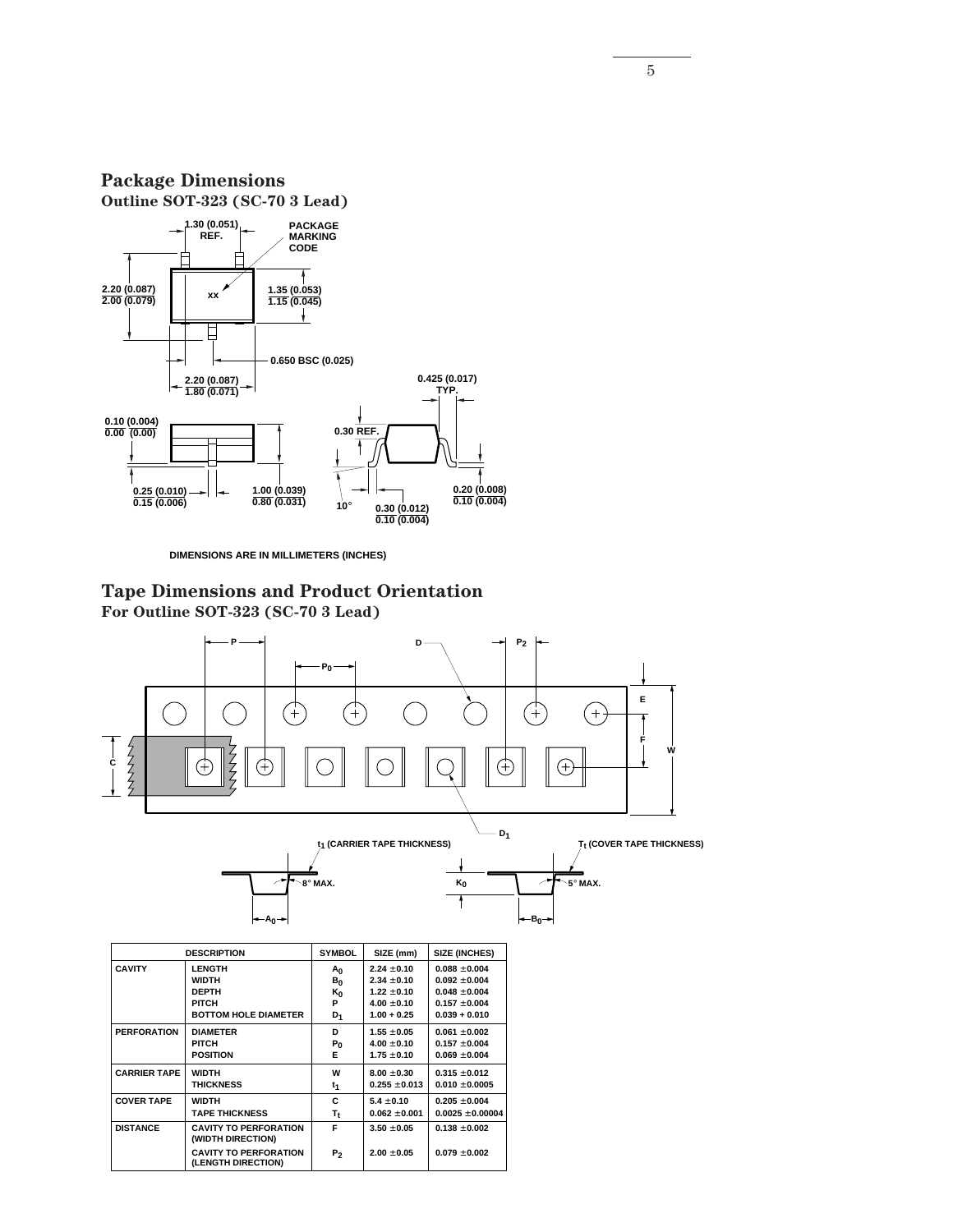## Package Dimensions

### Outline SOT-323 (SC-70 3 Lead)

1.30 (0.051) REF.

PACKAGE MARKING CODE

xx

2.20 (0.087) / 2.00 (0.079)

1.35 (0.053) / 1.15 (0.045)

0.650 BSC (0.025)

2.20 (0.087) / 1.80 (0.071)

0.425 (0.017) TYP.

0.10 (0.004) / 0.00 (0.00)

0.30 REF.

0.25 (0.010) / 0.15 (0.006)

1.00 (0.039) / 0.80 (0.031)

10°

0.30 (0.012) / 0.10 (0.004)

0.20 (0.008) / 0.10 (0.004)

DIMENSIONS ARE IN MILLIMETERS (INCHES)

## Tape Dimensions and Product Orientation

### For Outline SOT-323 (SC-70 3 Lead)

P, $P_0$, D, $P_2$, E, F, W, C, $D_1$

$t_1$ (CARRIER TAPE THICKNESS)

$T_t$ (COVER TAPE THICKNESS)

8° MAX.

$K_0$

5° MAX.

$A_0$

$B_0$

| DESCRIPTION | | SYMBOL | SIZE (mm) | SIZE (INCHES) |
|---|---|---|---|---|
| CAVITY | LENGTH | $A_0$ | 2.24 ±0.10 | 0.088 ±0.004 |
| | WIDTH | $B_0$ | 2.34 ±0.10 | 0.092 ±0.004 |
| | DEPTH | $K_0$ | 1.22 ±0.10 | 0.048 ±0.004 |
| | PITCH | P | 4.00 ±0.10 | 0.157 ±0.004 |
| | BOTTOM HOLE DIAMETER | $D_1$ | 1.00 + 0.25 | 0.039 + 0.010 |
| PERFORATION | DIAMETER | D | 1.55 ±0.05 | 0.061 ±0.002 |
| | PITCH | $P_0$ | 4.00 ±0.10 | 0.157 ±0.004 |
| | POSITION | E | 1.75 ±0.10 | 0.069 ±0.004 |
| CARRIER TAPE | WIDTH | W | 8.00 ±0.30 | 0.315 ±0.012 |
| | THICKNESS | $t_1$ | 0.255 ±0.013 | 0.010 ±0.0005 |
| COVER TAPE | WIDTH | C | 5.4 ±0.10 | 0.205 ±0.004 |
| | TAPE THICKNESS | $T_t$ | 0.062 ±0.001 | 0.0025 ±0.00004 |
| DISTANCE | CAVITY TO PERFORATION (WIDTH DIRECTION) | F | 3.50 ±0.05 | 0.138 ±0.002 |
| | CAVITY TO PERFORATION (LENGTH DIRECTION) | $P_2$ | 2.00 ±0.05 | 0.079 ±0.002 |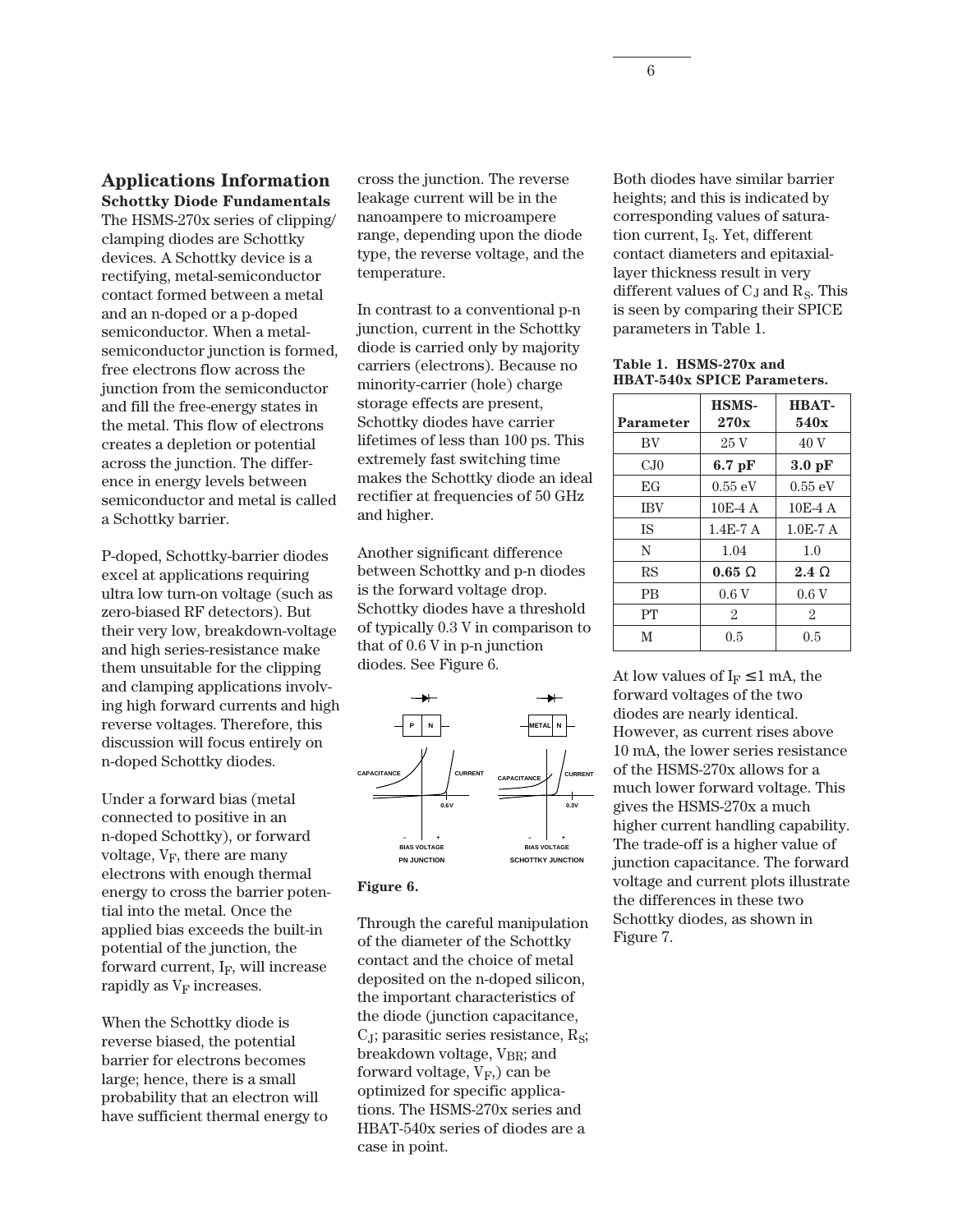# Applications Information

## Schottky Diode Fundamentals

The HSMS-270x series of clipping/clamping diodes are Schottky devices. A Schottky device is a rectifying, metal-semiconductor contact formed between a metal and an n-doped or a p-doped semiconductor. When a metal-semiconductor junction is formed, free electrons flow across the junction from the semiconductor and fill the free-energy states in the metal. This flow of electrons creates a depletion or potential across the junction. The difference in energy levels between semiconductor and metal is called a Schottky barrier.

P-doped, Schottky-barrier diodes excel at applications requiring ultra low turn-on voltage (such as zero-biased RF detectors). But their very low, breakdown-voltage and high series-resistance make them unsuitable for the clipping and clamping applications involving high forward currents and high reverse voltages. Therefore, this discussion will focus entirely on n-doped Schottky diodes.

Under a forward bias (metal connected to positive in an n-doped Schottky), or forward voltage, $V_F$, there are many electrons with enough thermal energy to cross the barrier potential into the metal. Once the applied bias exceeds the built-in potential of the junction, the forward current, $I_F$, will increase rapidly as $V_F$ increases.

When the Schottky diode is reverse biased, the potential barrier for electrons becomes large; hence, there is a small probability that an electron will have sufficient thermal energy to cross the junction. The reverse leakage current will be in the nanoampere to microampere range, depending upon the diode type, the reverse voltage, and the temperature.

In contrast to a conventional p-n junction, current in the Schottky diode is carried only by majority carriers (electrons). Because no minority-carrier (hole) charge storage effects are present, Schottky diodes have carrier lifetimes of less than 100 ps. This extremely fast switching time makes the Schottky diode an ideal rectifier at frequencies of 50 GHz and higher.

Another significant difference between Schottky and p-n diodes is the forward voltage drop. Schottky diodes have a threshold of typically 0.3 V in comparison to that of 0.6 V in p-n junction diodes. See Figure 6.

**Figure 6.**

Through the careful manipulation of the diameter of the Schottky contact and the choice of metal deposited on the n-doped silicon, the important characteristics of the diode (junction capacitance, $C_J$; parasitic series resistance, $R_S$; breakdown voltage, $V_{BR}$; and forward voltage, $V_F$,) can be optimized for specific applications. The HSMS-270x series and HBAT-540x series of diodes are a case in point.

Both diodes have similar barrier heights; and this is indicated by corresponding values of saturation current, $I_S$. Yet, different contact diameters and epitaxial-layer thickness result in very different values of $C_J$ and $R_S$. This is seen by comparing their SPICE parameters in Table 1.

**Table 1. HSMS-270x and HBAT-540x SPICE Parameters.**

| Parameter | HSMS-270x | HBAT-540x |
|---|---|---|
| BV | 25 V | 40 V |
| CJ0 | **6.7 pF** | **3.0 pF** |
| EG | 0.55 eV | 0.55 eV |
| IBV | 10E-4 A | 10E-4 A |
| IS | 1.4E-7 A | 1.0E-7 A |
| N | 1.04 | 1.0 |
| RS | **0.65 Ω** | **2.4 Ω** |
| PB | 0.6 V | 0.6 V |
| PT | 2 | 2 |
| M | 0.5 | 0.5 |

At low values of $I_F \leq 1$ mA, the forward voltages of the two diodes are nearly identical. However, as current rises above 10 mA, the lower series resistance of the HSMS-270x allows for a much lower forward voltage. This gives the HSMS-270x a much higher current handling capability. The trade-off is a higher value of junction capacitance. The forward voltage and current plots illustrate the differences in these two Schottky diodes, as shown in Figure 7.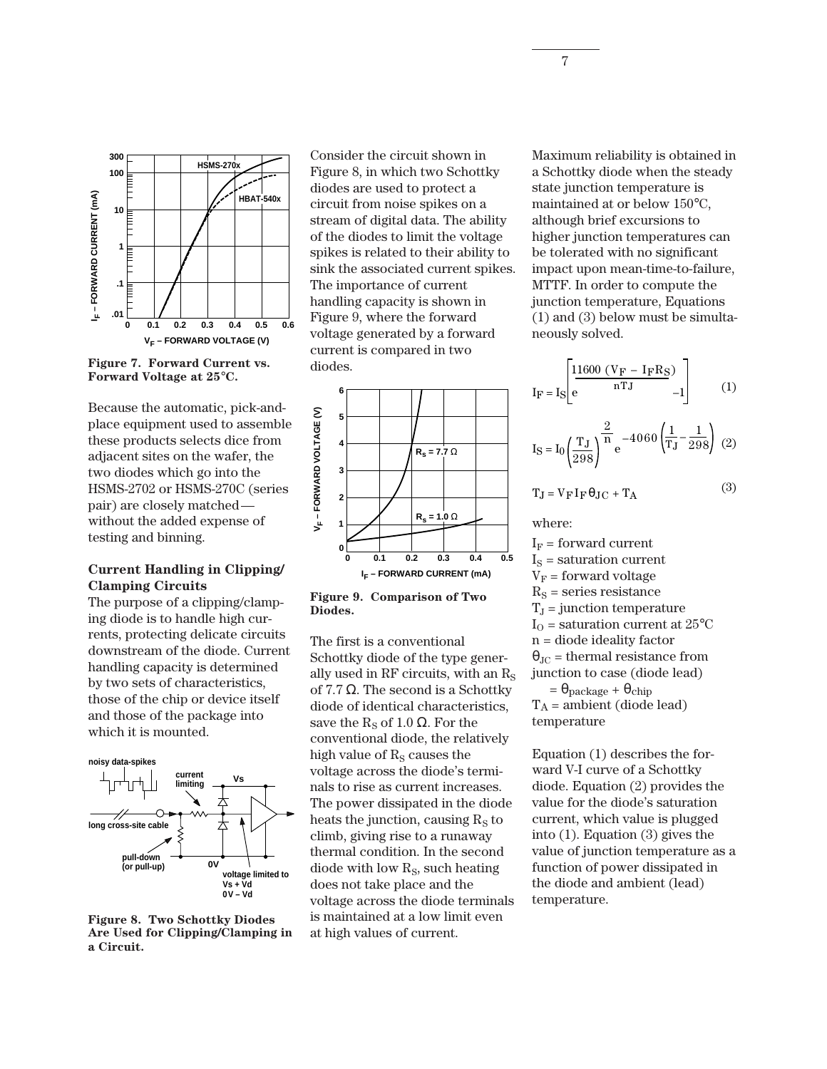Figure 7. Forward Current vs. Forward Voltage at 25°C.

Because the automatic, pick-and-place equipment used to assemble these products selects dice from adjacent sites on the wafer, the two diodes which go into the HSMS-2702 or HSMS-270C (series pair) are closely matched— without the added expense of testing and binning.

### Current Handling in Clipping/ Clamping Circuits

The purpose of a clipping/clamping diode is to handle high currents, protecting delicate circuits downstream of the diode. Current handling capacity is determined by two sets of characteristics, those of the chip or device itself and those of the package into which it is mounted.

Figure 8. Two Schottky Diodes Are Used for Clipping/Clamping in a Circuit.

Consider the circuit shown in Figure 8, in which two Schottky diodes are used to protect a circuit from noise spikes on a stream of digital data. The ability of the diodes to limit the voltage spikes is related to their ability to sink the associated current spikes. The importance of current handling capacity is shown in Figure 9, where the forward voltage generated by a forward current is compared in two diodes.

Figure 9. Comparison of Two Diodes.

The first is a conventional Schottky diode of the type generally used in RF circuits, with an $R_S$ of 7.7 Ω. The second is a Schottky diode of identical characteristics, save the $R_S$ of 1.0 Ω. For the conventional diode, the relatively high value of $R_S$ causes the voltage across the diode's terminals to rise as current increases. The power dissipated in the diode heats the junction, causing $R_S$ to climb, giving rise to a runaway thermal condition. In the second diode with low $R_S$, such heating does not take place and the voltage across the diode terminals is maintained at a low limit even at high values of current.

Maximum reliability is obtained in a Schottky diode when the steady state junction temperature is maintained at or below 150°C, although brief excursions to higher junction temperatures can be tolerated with no significant impact upon mean-time-to-failure, MTTF. In order to compute the junction temperature, Equations (1) and (3) below must be simultaneously solved.

$$I_F = I_S \left[ e^{\frac{11600\,(V_F - I_F R_S)}{n T_J}} - 1 \right] \quad (1)$$

$$I_S = I_0 \left( \frac{T_J}{298} \right)^{\frac{2}{n}} e^{-4060 \left( \frac{1}{T_J} - \frac{1}{298} \right)} \quad (2)$$

$$T_J = V_F I_F \theta_{JC} + T_A \quad (3)$$

where:

$I_F$ = forward current  
$I_S$ = saturation current  
$V_F$ = forward voltage  
$R_S$ = series resistance  
$T_J$ = junction temperature  
$I_O$ = saturation current at 25°C  
n = diode ideality factor  
$\theta_{JC}$ = thermal resistance from junction to case (diode lead)  
$= \theta_{package} + \theta_{chip}$  
$T_A$ = ambient (diode lead) temperature

Equation (1) describes the forward V-I curve of a Schottky diode. Equation (2) provides the value for the diode's saturation current, which value is plugged into (1). Equation (3) gives the value of junction temperature as a function of power dissipated in the diode and ambient (lead) temperature.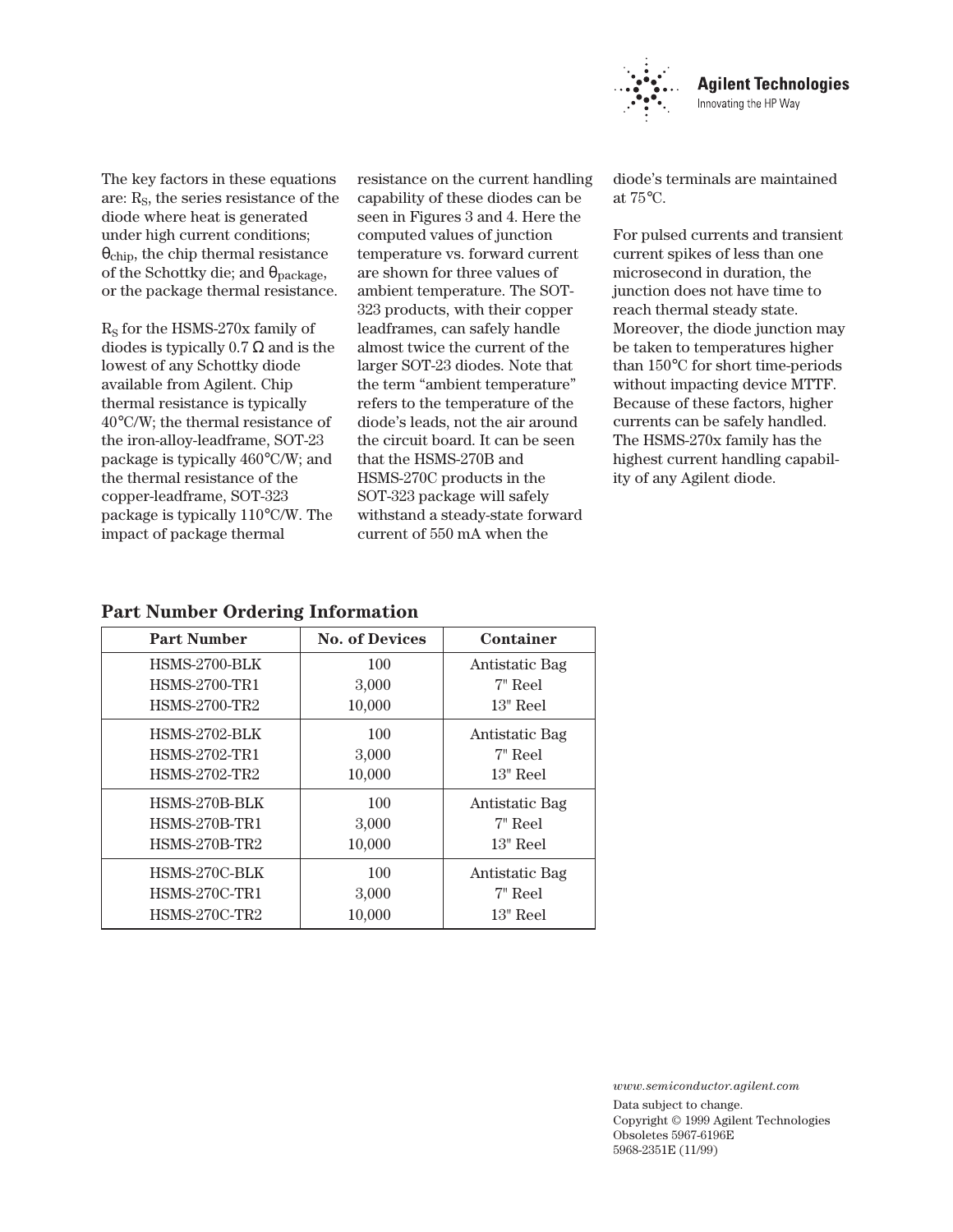The key factors in these equations are: $R_S$, the series resistance of the diode where heat is generated under high current conditions; $\theta_{chip}$, the chip thermal resistance of the Schottky die; and $\theta_{package}$, or the package thermal resistance.

$R_S$ for the HSMS-270x family of diodes is typically 0.7 Ω and is the lowest of any Schottky diode available from Agilent. Chip thermal resistance is typically 40°C/W; the thermal resistance of the iron-alloy-leadframe, SOT-23 package is typically 460°C/W; and the thermal resistance of the copper-leadframe, SOT-323 package is typically 110°C/W. The impact of package thermal resistance on the current handling capability of these diodes can be seen in Figures 3 and 4. Here the computed values of junction temperature vs. forward current are shown for three values of ambient temperature. The SOT-323 products, with their copper leadframes, can safely handle almost twice the current of the larger SOT-23 diodes. Note that the term "ambient temperature" refers to the temperature of the diode's leads, not the air around the circuit board. It can be seen that the HSMS-270B and HSMS-270C products in the SOT-323 package will safely withstand a steady-state forward current of 550 mA when the diode's terminals are maintained at 75°C.

For pulsed currents and transient current spikes of less than one microsecond in duration, the junction does not have time to reach thermal steady state. Moreover, the diode junction may be taken to temperatures higher than 150°C for short time-periods without impacting device MTTF. Because of these factors, higher currents can be safely handled. The HSMS-270x family has the highest current handling capability of any Agilent diode.

## Part Number Ordering Information

| Part Number | No. of Devices | Container |
|---|---|---|
| HSMS-2700-BLK | 100 | Antistatic Bag |
| HSMS-2700-TR1 | 3,000 | 7" Reel |
| HSMS-2700-TR2 | 10,000 | 13" Reel |
| HSMS-2702-BLK | 100 | Antistatic Bag |
| HSMS-2702-TR1 | 3,000 | 7" Reel |
| HSMS-2702-TR2 | 10,000 | 13" Reel |
| HSMS-270B-BLK | 100 | Antistatic Bag |
| HSMS-270B-TR1 | 3,000 | 7" Reel |
| HSMS-270B-TR2 | 10,000 | 13" Reel |
| HSMS-270C-BLK | 100 | Antistatic Bag |
| HSMS-270C-TR1 | 3,000 | 7" Reel |
| HSMS-270C-TR2 | 10,000 | 13" Reel |

*www.semiconductor.agilent.com*

Data subject to change.
Copyright © 1999 Agilent Technologies
Obsoletes 5967-6196E
5968-2351E (11/99)